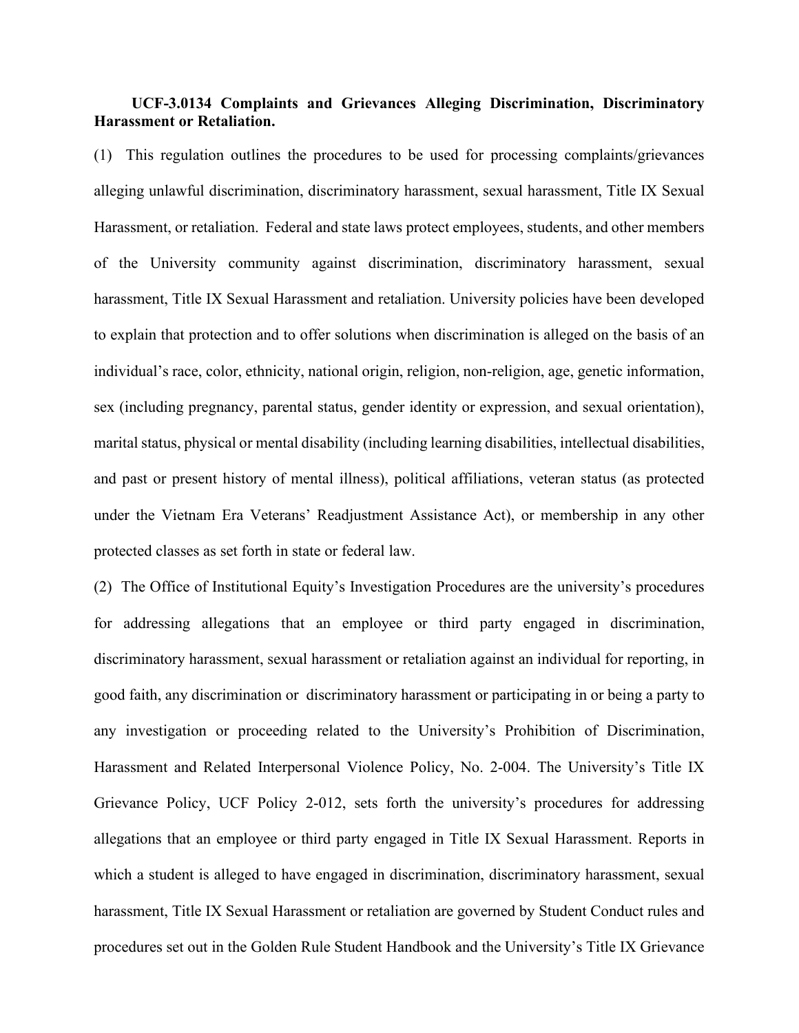**UCF-3.0134 Complaints and Grievances Alleging Discrimination, Discriminatory Harassment or Retaliation.**

(1) This regulation outlines the procedures to be used for processing complaints/grievances alleging unlawful discrimination, discriminatory harassment, sexual harassment, Title IX Sexual Harassment, or retaliation. Federal and state laws protect employees, students, and other members of the University community against discrimination, discriminatory harassment, sexual harassment, Title IX Sexual Harassment and retaliation. University policies have been developed to explain that protection and to offer solutions when discrimination is alleged on the basis of an individual's race, color, ethnicity, national origin, religion, non-religion, age, genetic information, sex (including pregnancy, parental status, gender identity or expression, and sexual orientation), marital status, physical or mental disability (including learning disabilities, intellectual disabilities, and past or present history of mental illness), political affiliations, veteran status (as protected under the Vietnam Era Veterans' Readjustment Assistance Act), or membership in any other protected classes as set forth in state or federal law.

(2) The Office of Institutional Equity's Investigation Procedures are the university's procedures for addressing allegations that an employee or third party engaged in discrimination, discriminatory harassment, sexual harassment or retaliation against an individual for reporting, in good faith, any discrimination or discriminatory harassment or participating in or being a party to any investigation or proceeding related to the University's Prohibition of Discrimination, Harassment and Related Interpersonal Violence Policy, No. 2-004. The University's Title IX Grievance Policy, UCF Policy 2-012, sets forth the university's procedures for addressing allegations that an employee or third party engaged in Title IX Sexual Harassment. Reports in which a student is alleged to have engaged in discrimination, discriminatory harassment, sexual harassment, Title IX Sexual Harassment or retaliation are governed by Student Conduct rules and procedures set out in the Golden Rule Student Handbook and the University's Title IX Grievance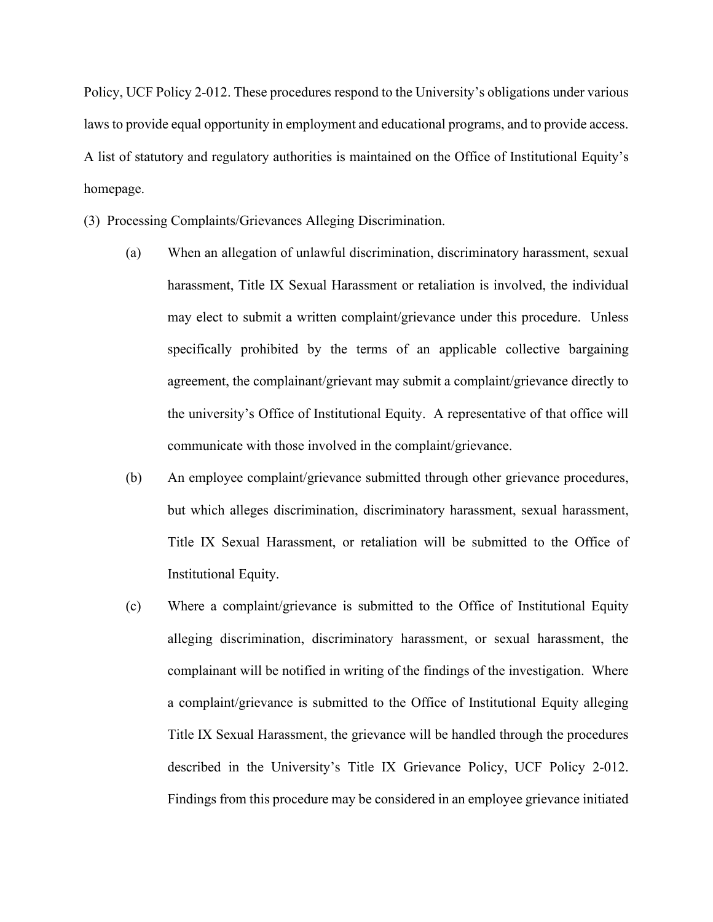Policy, UCF Policy 2-012. These procedures respond to the University's obligations under various laws to provide equal opportunity in employment and educational programs, and to provide access. A list of statutory and regulatory authorities is maintained on the Office of Institutional Equity's homepage.

(3) Processing Complaints/Grievances Alleging Discrimination.

(a) When an allegation of unlawful discrimination, discriminatory harassment, sexual harassment, Title IX Sexual Harassment or retaliation is involved, the individual may elect to submit a written complaint/grievance under this procedure. Unless specifically prohibited by the terms of an applicable collective bargaining agreement, the complainant/grievant may submit a complaint/grievance directly to the university's Office of Institutional Equity. A representative of that office will communicate with those involved in the complaint/grievance.

(b) An employee complaint/grievance submitted through other grievance procedures, but which alleges discrimination, discriminatory harassment, sexual harassment, Title IX Sexual Harassment, or retaliation will be submitted to the Office of Institutional Equity.

(c) Where a complaint/grievance is submitted to the Office of Institutional Equity alleging discrimination, discriminatory harassment, or sexual harassment, the complainant will be notified in writing of the findings of the investigation. Where a complaint/grievance is submitted to the Office of Institutional Equity alleging Title IX Sexual Harassment, the grievance will be handled through the procedures described in the University's Title IX Grievance Policy, UCF Policy 2-012. Findings from this procedure may be considered in an employee grievance initiated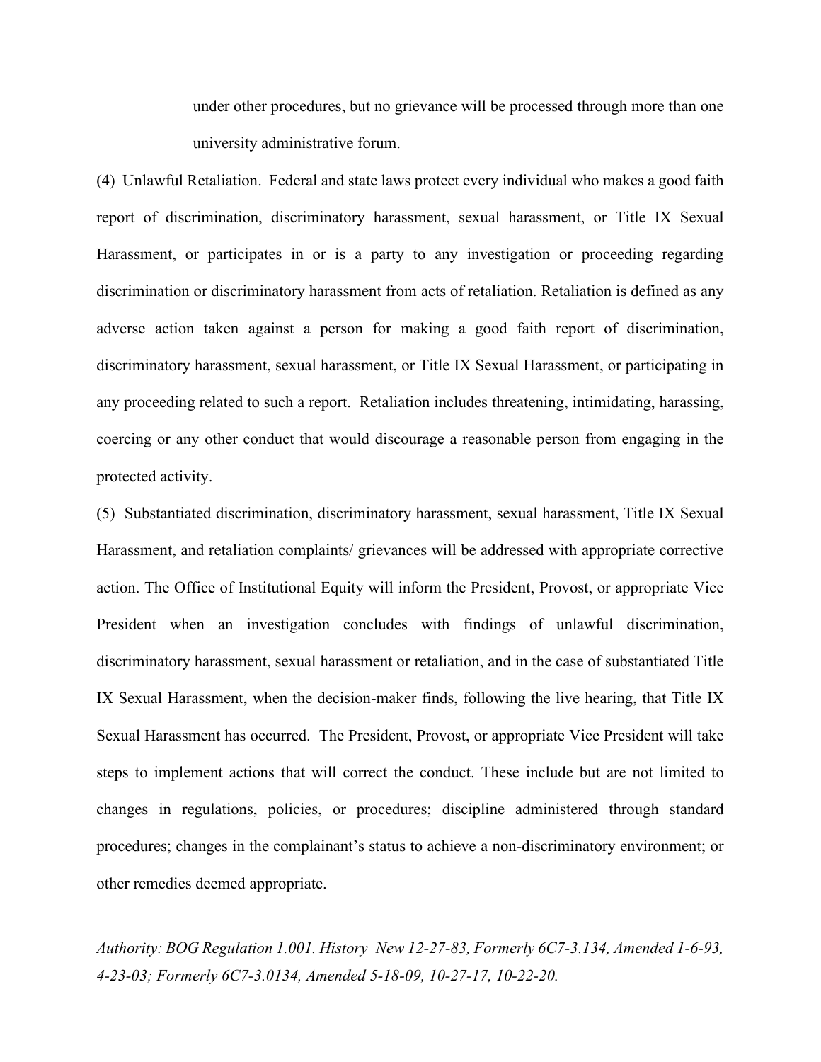under other procedures, but no grievance will be processed through more than one university administrative forum.

(4) Unlawful Retaliation. Federal and state laws protect every individual who makes a good faith report of discrimination, discriminatory harassment, sexual harassment, or Title IX Sexual Harassment, or participates in or is a party to any investigation or proceeding regarding discrimination or discriminatory harassment from acts of retaliation. Retaliation is defined as any adverse action taken against a person for making a good faith report of discrimination, discriminatory harassment, sexual harassment, or Title IX Sexual Harassment, or participating in any proceeding related to such a report. Retaliation includes threatening, intimidating, harassing, coercing or any other conduct that would discourage a reasonable person from engaging in the protected activity.

(5) Substantiated discrimination, discriminatory harassment, sexual harassment, Title IX Sexual Harassment, and retaliation complaints/ grievances will be addressed with appropriate corrective action. The Office of Institutional Equity will inform the President, Provost, or appropriate Vice President when an investigation concludes with findings of unlawful discrimination, discriminatory harassment, sexual harassment or retaliation, and in the case of substantiated Title IX Sexual Harassment, when the decision-maker finds, following the live hearing, that Title IX Sexual Harassment has occurred. The President, Provost, or appropriate Vice President will take steps to implement actions that will correct the conduct. These include but are not limited to changes in regulations, policies, or procedures; discipline administered through standard procedures; changes in the complainant's status to achieve a non-discriminatory environment; or other remedies deemed appropriate.

*Authority: BOG Regulation 1.001. History–New 12-27-83, Formerly 6C7-3.134, Amended 1-6-93, 4-23-03; Formerly 6C7-3.0134, Amended 5-18-09, 10-27-17, 10-22-20.*